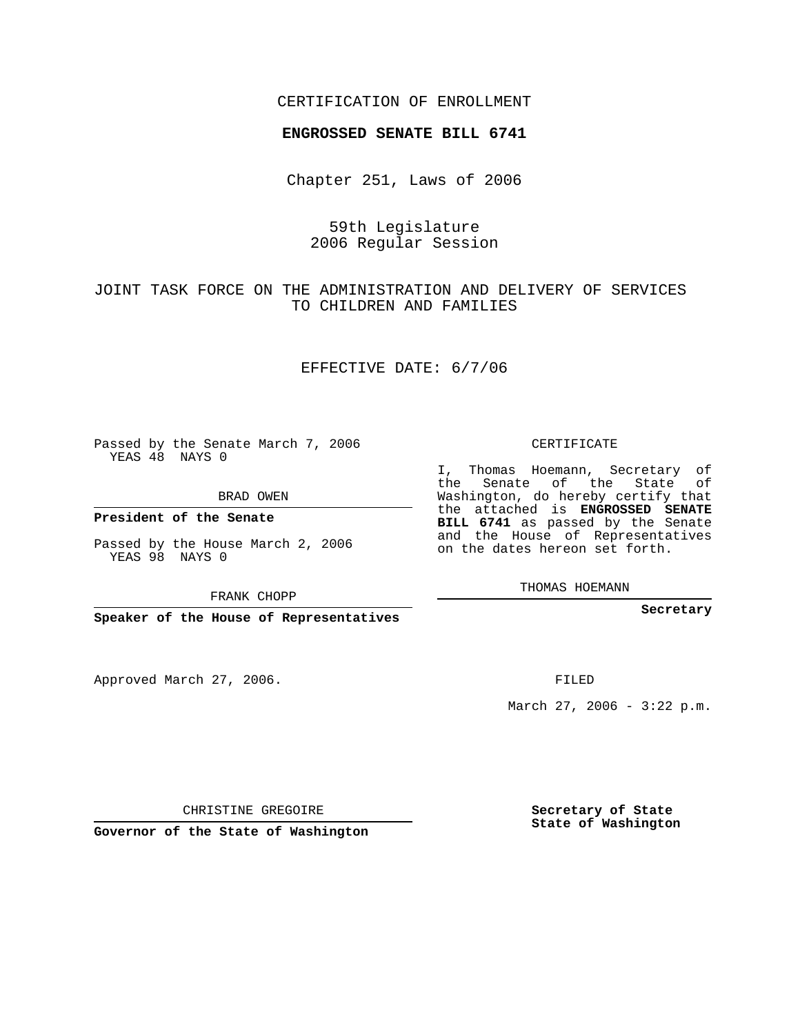CERTIFICATION OF ENROLLMENT

**ENGROSSED SENATE BILL 6741**

Chapter 251, Laws of 2006

59th Legislature
2006 Regular Session

JOINT TASK FORCE ON THE ADMINISTRATION AND DELIVERY OF SERVICES TO CHILDREN AND FAMILIES

EFFECTIVE DATE: 6/7/06

Passed by the Senate March 7, 2006
YEAS 48 NAYS 0

BRAD OWEN

**President of the Senate**

Passed by the House March 2, 2006
YEAS 98 NAYS 0

FRANK CHOPP

**Speaker of the House of Representatives**

CERTIFICATE

I, Thomas Hoemann, Secretary of the Senate of the State of Washington, do hereby certify that the attached is **ENGROSSED SENATE BILL 6741** as passed by the Senate and the House of Representatives on the dates hereon set forth.

THOMAS HOEMANN

**Secretary**

Approved March 27, 2006.

FILED

March 27, 2006 - 3:22 p.m.

CHRISTINE GREGOIRE

**Governor of the State of Washington**

**Secretary of State**
**State of Washington**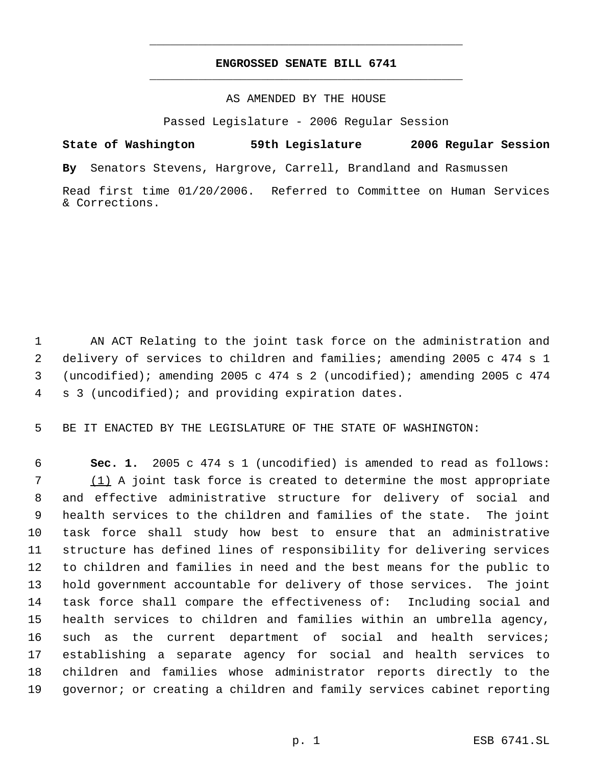**ENGROSSED SENATE BILL 6741**

AS AMENDED BY THE HOUSE

Passed Legislature - 2006 Regular Session

**State of Washington 59th Legislature 2006 Regular Session**

**By** Senators Stevens, Hargrove, Carrell, Brandland and Rasmussen

Read first time 01/20/2006. Referred to Committee on Human Services & Corrections.

AN ACT Relating to the joint task force on the administration and delivery of services to children and families; amending 2005 c 474 s 1 (uncodified); amending 2005 c 474 s 2 (uncodified); amending 2005 c 474 s 3 (uncodified); and providing expiration dates.

BE IT ENACTED BY THE LEGISLATURE OF THE STATE OF WASHINGTON:

**Sec. 1.** 2005 c 474 s 1 (uncodified) is amended to read as follows:

(1) A joint task force is created to determine the most appropriate and effective administrative structure for delivery of social and health services to the children and families of the state. The joint task force shall study how best to ensure that an administrative structure has defined lines of responsibility for delivering services to children and families in need and the best means for the public to hold government accountable for delivery of those services. The joint task force shall compare the effectiveness of: Including social and health services to children and families within an umbrella agency, such as the current department of social and health services; establishing a separate agency for social and health services to children and families whose administrator reports directly to the governor; or creating a children and family services cabinet reporting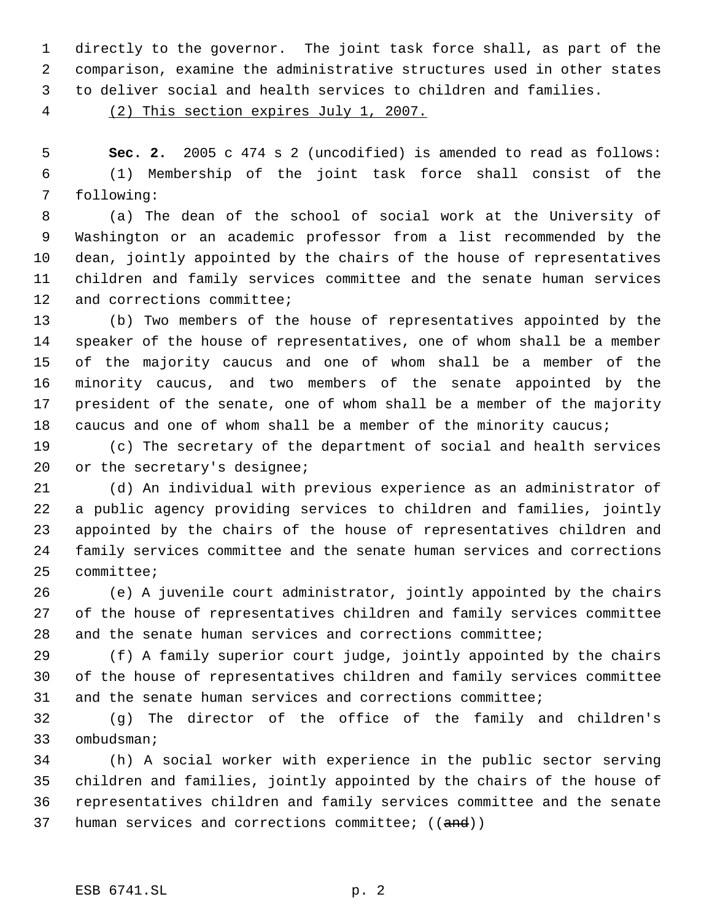directly to the governor. The joint task force shall, as part of the comparison, examine the administrative structures used in other states to deliver social and health services to children and families.

(2) This section expires July 1, 2007.

**Sec. 2.** 2005 c 474 s 2 (uncodified) is amended to read as follows:

(1) Membership of the joint task force shall consist of the following:

(a) The dean of the school of social work at the University of Washington or an academic professor from a list recommended by the dean, jointly appointed by the chairs of the house of representatives children and family services committee and the senate human services and corrections committee;

(b) Two members of the house of representatives appointed by the speaker of the house of representatives, one of whom shall be a member of the majority caucus and one of whom shall be a member of the minority caucus, and two members of the senate appointed by the president of the senate, one of whom shall be a member of the majority caucus and one of whom shall be a member of the minority caucus;

(c) The secretary of the department of social and health services or the secretary's designee;

(d) An individual with previous experience as an administrator of a public agency providing services to children and families, jointly appointed by the chairs of the house of representatives children and family services committee and the senate human services and corrections committee;

(e) A juvenile court administrator, jointly appointed by the chairs of the house of representatives children and family services committee and the senate human services and corrections committee;

(f) A family superior court judge, jointly appointed by the chairs of the house of representatives children and family services committee and the senate human services and corrections committee;

(g) The director of the office of the family and children's ombudsman;

(h) A social worker with experience in the public sector serving children and families, jointly appointed by the chairs of the house of representatives children and family services committee and the senate human services and corrections committee; ((~~and~~))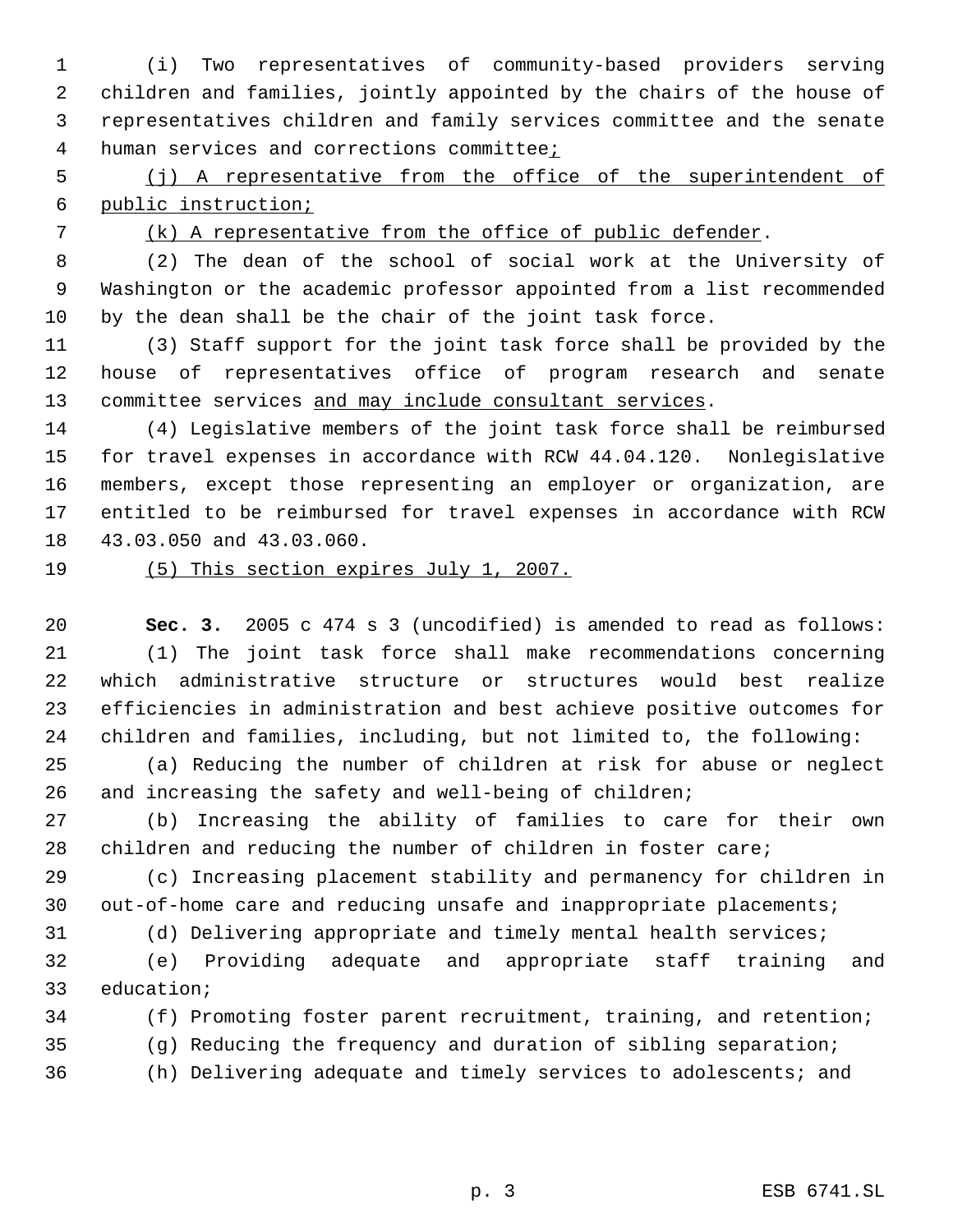(i) Two representatives of community-based providers serving children and families, jointly appointed by the chairs of the house of representatives children and family services committee and the senate human services and corrections committee;

(j) A representative from the office of the superintendent of public instruction;

(k) A representative from the office of public defender.

(2) The dean of the school of social work at the University of Washington or the academic professor appointed from a list recommended by the dean shall be the chair of the joint task force.

(3) Staff support for the joint task force shall be provided by the house of representatives office of program research and senate committee services and may include consultant services.

(4) Legislative members of the joint task force shall be reimbursed for travel expenses in accordance with RCW 44.04.120. Nonlegislative members, except those representing an employer or organization, are entitled to be reimbursed for travel expenses in accordance with RCW 43.03.050 and 43.03.060.

(5) This section expires July 1, 2007.

**Sec. 3.** 2005 c 474 s 3 (uncodified) is amended to read as follows:

(1) The joint task force shall make recommendations concerning which administrative structure or structures would best realize efficiencies in administration and best achieve positive outcomes for children and families, including, but not limited to, the following:

(a) Reducing the number of children at risk for abuse or neglect and increasing the safety and well-being of children;

(b) Increasing the ability of families to care for their own children and reducing the number of children in foster care;

(c) Increasing placement stability and permanency for children in out-of-home care and reducing unsafe and inappropriate placements;

(d) Delivering appropriate and timely mental health services;

(e) Providing adequate and appropriate staff training and education;

(f) Promoting foster parent recruitment, training, and retention;

(g) Reducing the frequency and duration of sibling separation;

(h) Delivering adequate and timely services to adolescents; and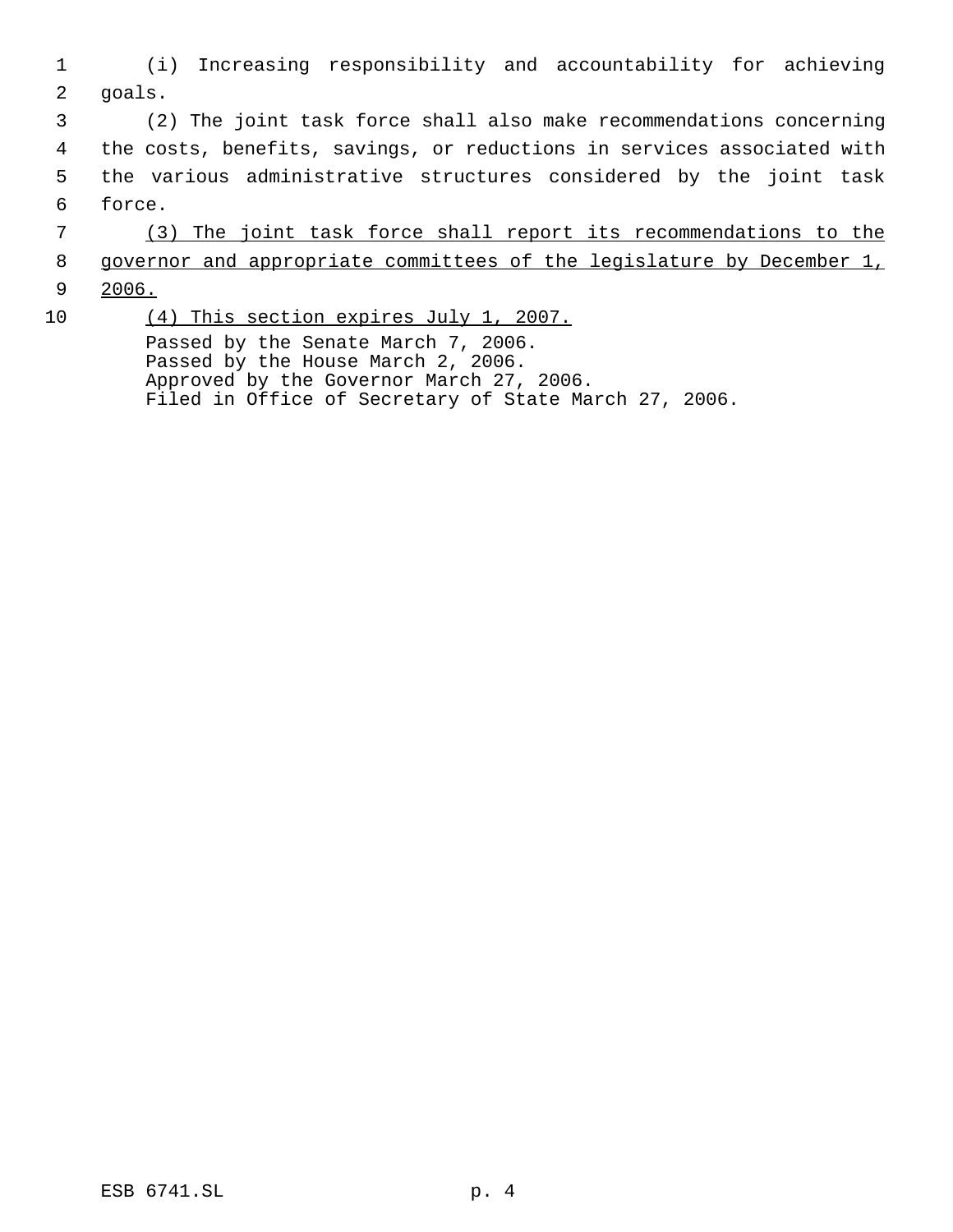(i) Increasing responsibility and accountability for achieving goals.

(2) The joint task force shall also make recommendations concerning the costs, benefits, savings, or reductions in services associated with the various administrative structures considered by the joint task force.

<u>(3) The joint task force shall report its recommendations to the governor and appropriate committees of the legislature by December 1, 2006.</u>

<u>(4) This section expires July 1, 2007.</u>

Passed by the Senate March 7, 2006.
Passed by the House March 2, 2006.
Approved by the Governor March 27, 2006.
Filed in Office of Secretary of State March 27, 2006.